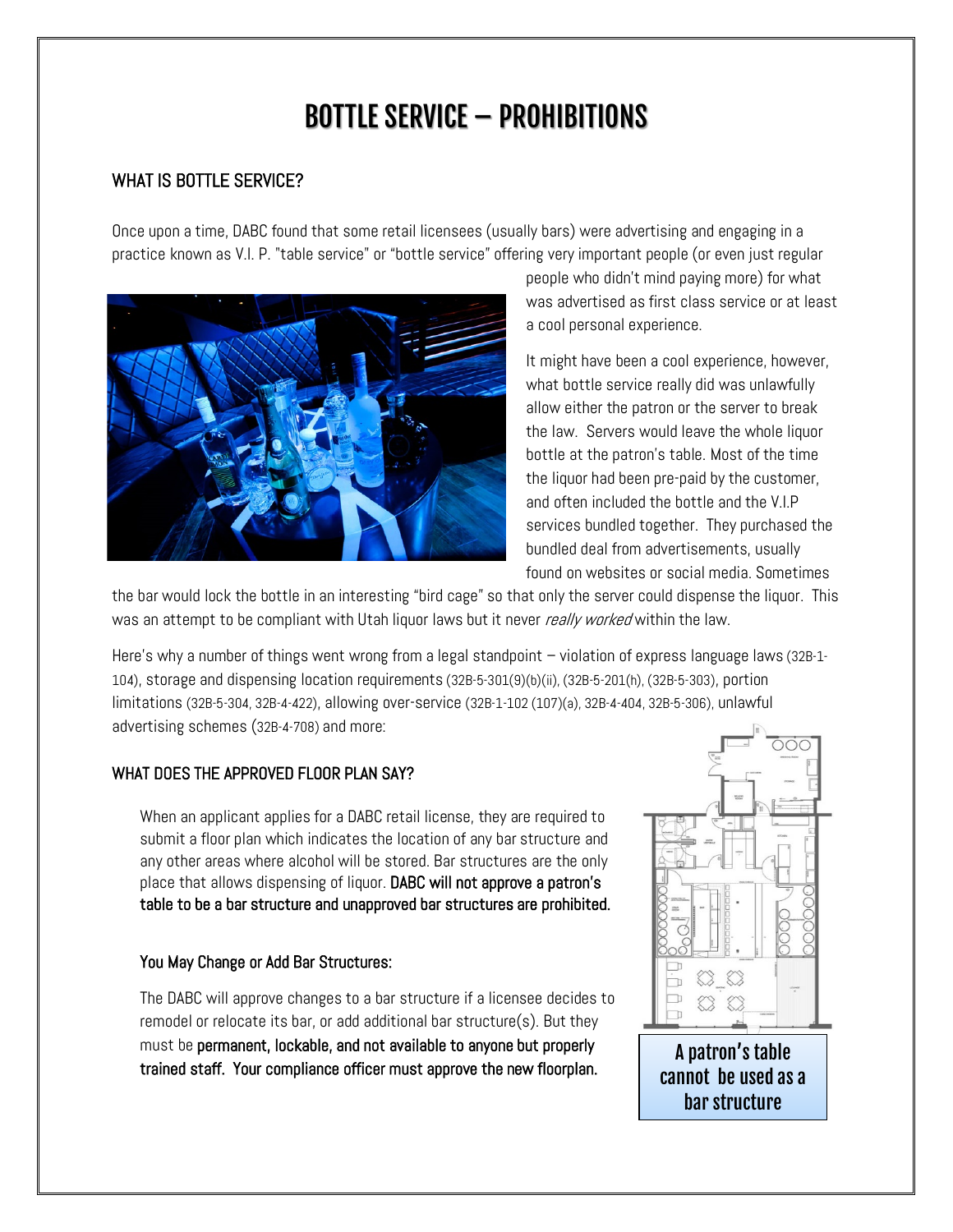# BOTTLE SERVICE – PROHIBITIONS

## WHAT IS BOTTLE SERVICE?

Once upon a time, DABC found that some retail licensees (usually bars) were advertising and engaging in a practice known as V.I. P. "table service" or "bottle service" offering very important people (or even just regular people who didn't mind paying more) for what was advertised as first class service or at least a cool personal experience.

It might have been a cool experience, however, what bottle service really did was unlawfully allow either the patron or the server to break the law. Servers would leave the whole liquor bottle at the patron's table. Most of the time the liquor had been pre-paid by the customer, and often included the bottle and the V.I.P services bundled together. They purchased the bundled deal from advertisements, usually found on websites or social media. Sometimes the bar would lock the bottle in an interesting "bird cage" so that only the server could dispense the liquor. This was an attempt to be compliant with Utah liquor laws but it never *really worked* within the law.

Here's why a number of things went wrong from a legal standpoint – violation of express language laws (32B-1-104), storage and dispensing location requirements (32B-5-301(9)(b)(ii), (32B-5-201(h), (32B-5-303), portion limitations (32B-5-304, 32B-4-422), allowing over-service (32B-1-102 (107)(a), 32B-4-404, 32B-5-306), unlawful advertising schemes (32B-4-708) and more:

## WHAT DOES THE APPROVED FLOOR PLAN SAY?

When an applicant applies for a DABC retail license, they are required to submit a floor plan which indicates the location of any bar structure and any other areas where alcohol will be stored. Bar structures are the only place that allows dispensing of liquor. **DABC will not approve a patron's table to be a bar structure and unapproved bar structures are prohibited.**

### You May Change or Add Bar Structures:

The DABC will approve changes to a bar structure if a licensee decides to remodel or relocate its bar, or add additional bar structure(s). But they must be **permanent, lockable, and not available to anyone but properly trained staff. Your compliance officer must approve the new floorplan.**

A patron's table cannot be used as a bar structure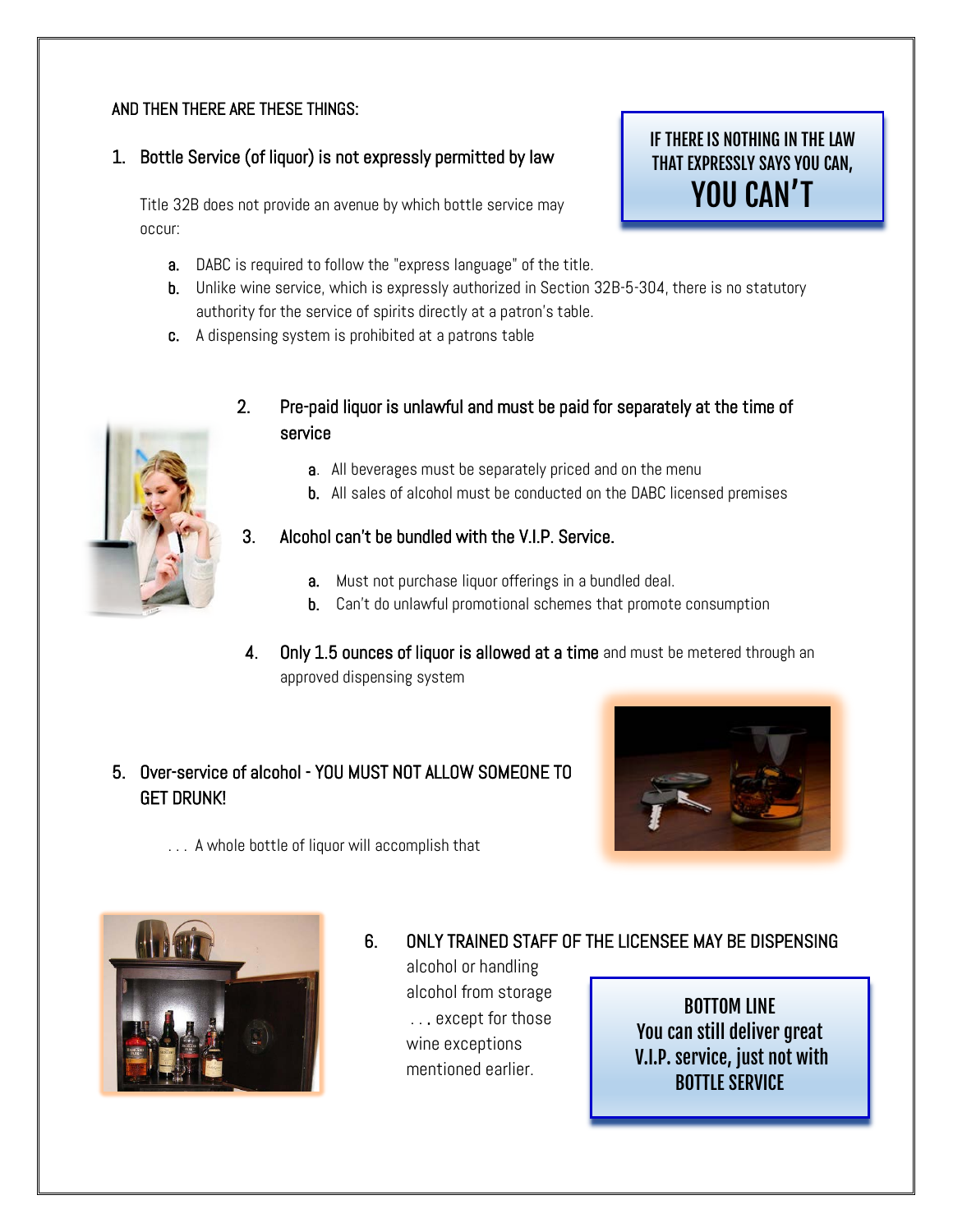AND THEN THERE ARE THESE THINGS:

1. Bottle Service (of liquor) is not expressly permitted by law

   Title 32B does not provide an avenue by which bottle service may occur:

   a. DABC is required to follow the "express language" of the title.
   b. Unlike wine service, which is expressly authorized in Section 32B-5-304, there is no statutory authority for the service of spirits directly at a patron's table.
   c. A dispensing system is prohibited at a patrons table

> IF THERE IS NOTHING IN THE LAW THAT EXPRESSLY SAYS YOU CAN,
> **YOU CAN'T**

2. Pre-paid liquor is unlawful and must be paid for separately at the time of service

   a. All beverages must be separately priced and on the menu
   b. All sales of alcohol must be conducted on the DABC licensed premises

3. Alcohol can't be bundled with the V.I.P. Service.

   a. Must not purchase liquor offerings in a bundled deal.
   b. Can't do unlawful promotional schemes that promote consumption

4. Only 1.5 ounces of liquor is allowed at a time and must be metered through an approved dispensing system

5. Over-service of alcohol - YOU MUST NOT ALLOW SOMEONE TO GET DRUNK!

   . . . A whole bottle of liquor will accomplish that

6. ONLY TRAINED STAFF OF THE LICENSEE MAY BE DISPENSING alcohol or handling alcohol from storage . . . except for those wine exceptions mentioned earlier.

> BOTTOM LINE
> You can still deliver great V.I.P. service, just not with BOTTLE SERVICE